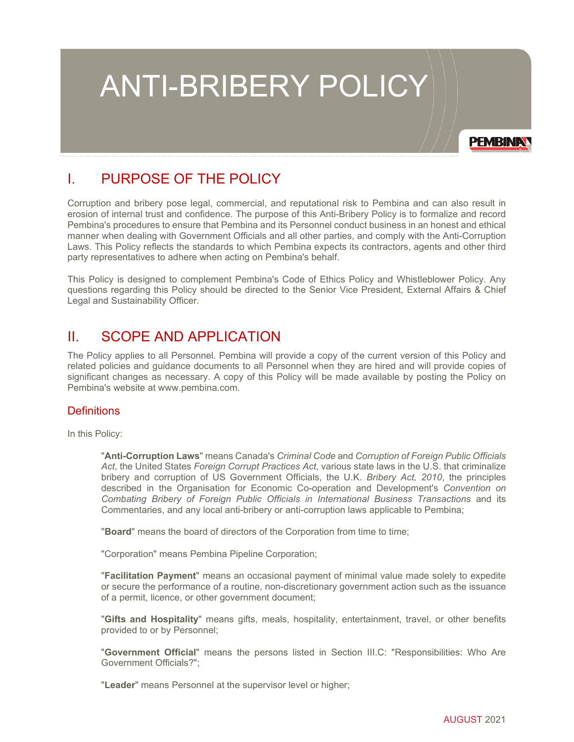# ANTI-BRIBERY POLICY

## I. PURPOSE OF THE POLICY

Corruption and bribery pose legal, commercial, and reputational risk to Pembina and can also result in erosion of internal trust and confidence. The purpose of this Anti-Bribery Policy is to formalize and record Pembina's procedures to ensure that Pembina and its Personnel conduct business in an honest and ethical manner when dealing with Government Officials and all other parties, and comply with the Anti-Corruption Laws. This Policy reflects the standards to which Pembina expects its contractors, agents and other third party representatives to adhere when acting on Pembina's behalf.

This Policy is designed to complement Pembina's Code of Ethics Policy and Whistleblower Policy. Any questions regarding this Policy should be directed to the Senior Vice President, External Affairs & Chief Legal and Sustainability Officer.

## II. SCOPE AND APPLICATION

The Policy applies to all Personnel. Pembina will provide a copy of the current version of this Policy and related policies and guidance documents to all Personnel when they are hired and will provide copies of significant changes as necessary. A copy of this Policy will be made available by posting the Policy on Pembina's website at www.pembina.com.

### Definitions

In this Policy:

"**Anti-Corruption Laws**" means Canada's *Criminal Code* and *Corruption of Foreign Public Officials Act*, the United States *Foreign Corrupt Practices Act*, various state laws in the U.S. that criminalize bribery and corruption of US Government Officials, the U.K. *Bribery Act, 2010*, the principles described in the Organisation for Economic Co-operation and Development's *Convention on Combating Bribery of Foreign Public Officials in International Business Transactions* and its Commentaries, and any local anti-bribery or anti-corruption laws applicable to Pembina;

"**Board**" means the board of directors of the Corporation from time to time;

"Corporation" means Pembina Pipeline Corporation;

"**Facilitation Payment**" means an occasional payment of minimal value made solely to expedite or secure the performance of a routine, non-discretionary government action such as the issuance of a permit, licence, or other government document;

"**Gifts and Hospitality**" means gifts, meals, hospitality, entertainment, travel, or other benefits provided to or by Personnel;

"**Government Official**" means the persons listed in Section III.C: "Responsibilities: Who Are Government Officials?";

"**Leader**" means Personnel at the supervisor level or higher;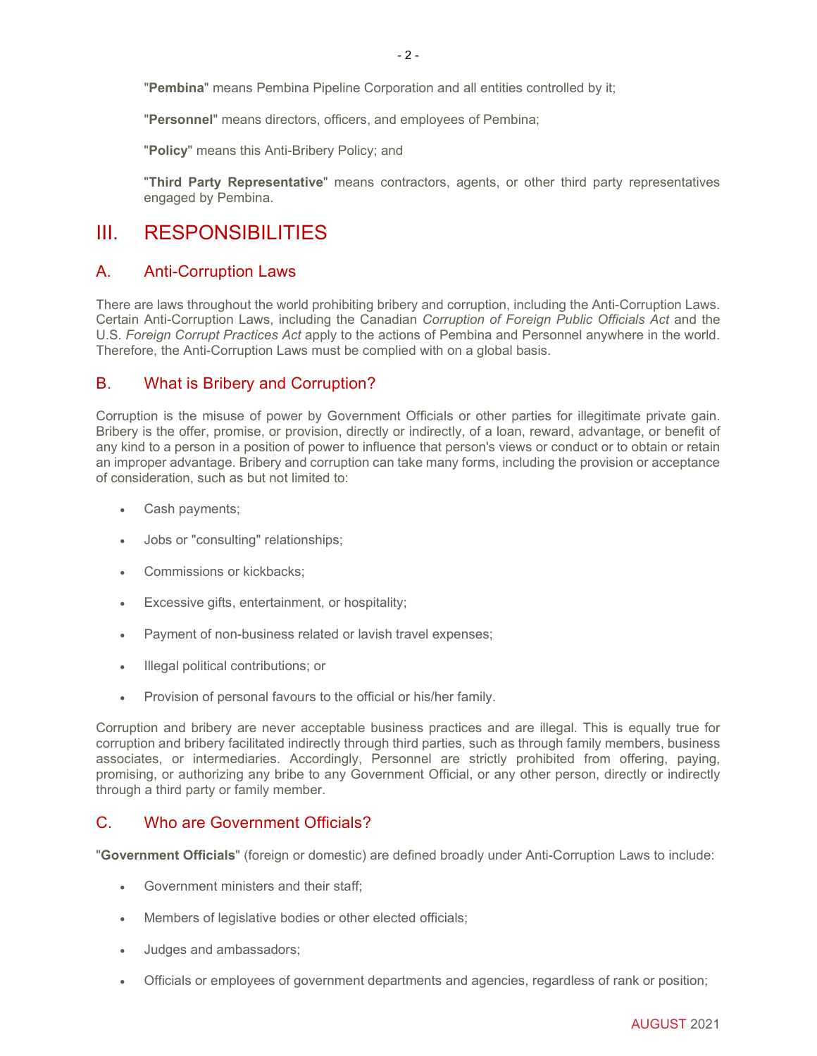"**Pembina**" means Pembina Pipeline Corporation and all entities controlled by it;

"**Personnel**" means directors, officers, and employees of Pembina;

"**Policy**" means this Anti-Bribery Policy; and

"**Third Party Representative**" means contractors, agents, or other third party representatives engaged by Pembina.

# III. RESPONSIBILITIES

## A. Anti-Corruption Laws

There are laws throughout the world prohibiting bribery and corruption, including the Anti-Corruption Laws. Certain Anti-Corruption Laws, including the Canadian *Corruption of Foreign Public Officials Act* and the U.S. *Foreign Corrupt Practices Act* apply to the actions of Pembina and Personnel anywhere in the world. Therefore, the Anti-Corruption Laws must be complied with on a global basis.

## B. What is Bribery and Corruption?

Corruption is the misuse of power by Government Officials or other parties for illegitimate private gain. Bribery is the offer, promise, or provision, directly or indirectly, of a loan, reward, advantage, or benefit of any kind to a person in a position of power to influence that person's views or conduct or to obtain or retain an improper advantage. Bribery and corruption can take many forms, including the provision or acceptance of consideration, such as but not limited to:

- Cash payments;
- Jobs or "consulting" relationships;
- Commissions or kickbacks;
- Excessive gifts, entertainment, or hospitality;
- Payment of non-business related or lavish travel expenses;
- Illegal political contributions; or
- Provision of personal favours to the official or his/her family.

Corruption and bribery are never acceptable business practices and are illegal. This is equally true for corruption and bribery facilitated indirectly through third parties, such as through family members, business associates, or intermediaries. Accordingly, Personnel are strictly prohibited from offering, paying, promising, or authorizing any bribe to any Government Official, or any other person, directly or indirectly through a third party or family member.

## C. Who are Government Officials?

"**Government Officials**" (foreign or domestic) are defined broadly under Anti-Corruption Laws to include:

- Government ministers and their staff;
- Members of legislative bodies or other elected officials;
- Judges and ambassadors;
- Officials or employees of government departments and agencies, regardless of rank or position;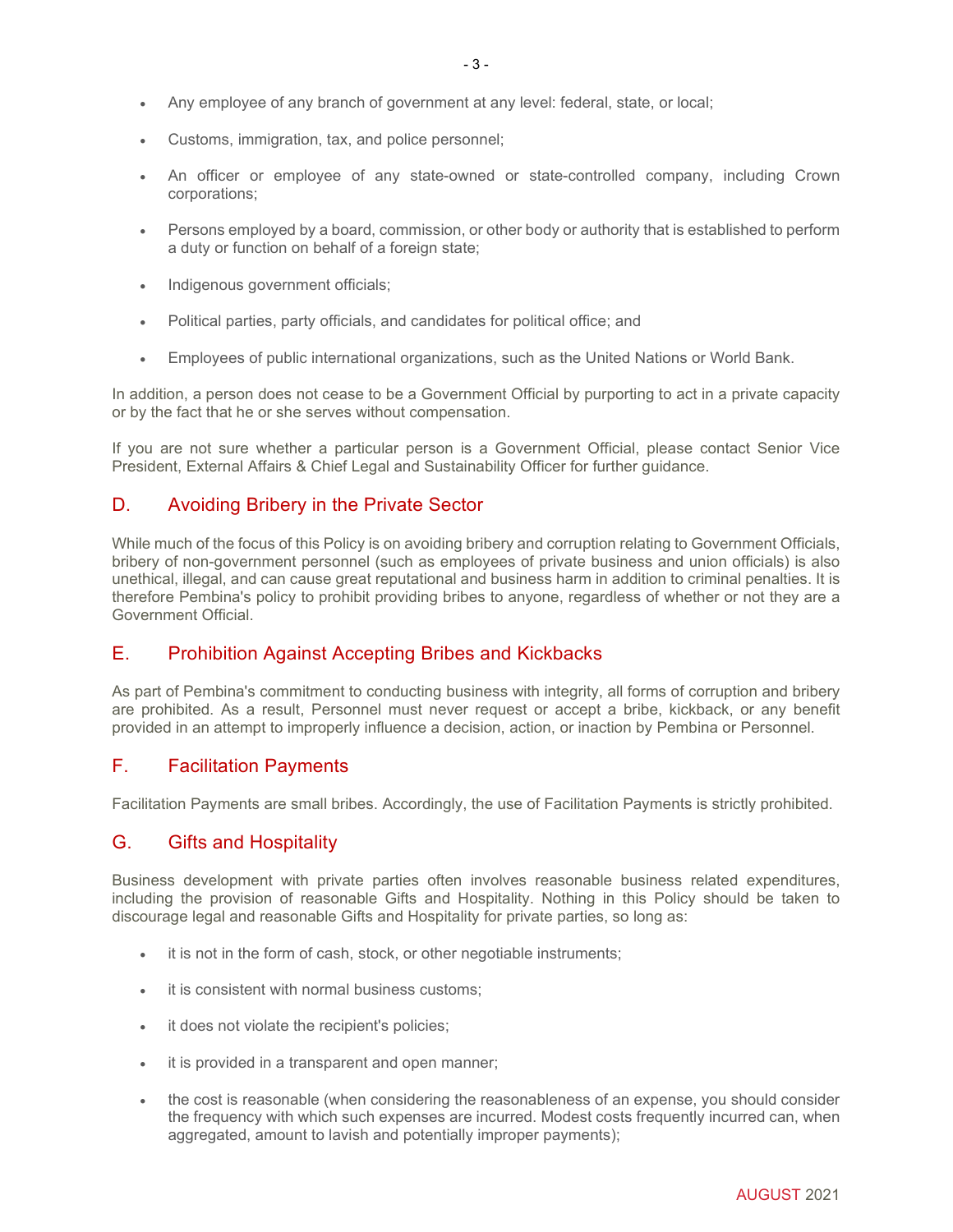- Any employee of any branch of government at any level: federal, state, or local;
- Customs, immigration, tax, and police personnel;
- An officer or employee of any state-owned or state-controlled company, including Crown corporations;
- Persons employed by a board, commission, or other body or authority that is established to perform a duty or function on behalf of a foreign state;
- Indigenous government officials;
- Political parties, party officials, and candidates for political office; and
- Employees of public international organizations, such as the United Nations or World Bank.

In addition, a person does not cease to be a Government Official by purporting to act in a private capacity or by the fact that he or she serves without compensation.

If you are not sure whether a particular person is a Government Official, please contact Senior Vice President, External Affairs & Chief Legal and Sustainability Officer for further guidance.

## D. Avoiding Bribery in the Private Sector

While much of the focus of this Policy is on avoiding bribery and corruption relating to Government Officials, bribery of non-government personnel (such as employees of private business and union officials) is also unethical, illegal, and can cause great reputational and business harm in addition to criminal penalties. It is therefore Pembina's policy to prohibit providing bribes to anyone, regardless of whether or not they are a Government Official.

## E. Prohibition Against Accepting Bribes and Kickbacks

As part of Pembina's commitment to conducting business with integrity, all forms of corruption and bribery are prohibited. As a result, Personnel must never request or accept a bribe, kickback, or any benefit provided in an attempt to improperly influence a decision, action, or inaction by Pembina or Personnel.

## F. Facilitation Payments

Facilitation Payments are small bribes. Accordingly, the use of Facilitation Payments is strictly prohibited.

## G. Gifts and Hospitality

Business development with private parties often involves reasonable business related expenditures, including the provision of reasonable Gifts and Hospitality. Nothing in this Policy should be taken to discourage legal and reasonable Gifts and Hospitality for private parties, so long as:

- it is not in the form of cash, stock, or other negotiable instruments;
- it is consistent with normal business customs;
- it does not violate the recipient's policies;
- it is provided in a transparent and open manner;
- the cost is reasonable (when considering the reasonableness of an expense, you should consider the frequency with which such expenses are incurred. Modest costs frequently incurred can, when aggregated, amount to lavish and potentially improper payments);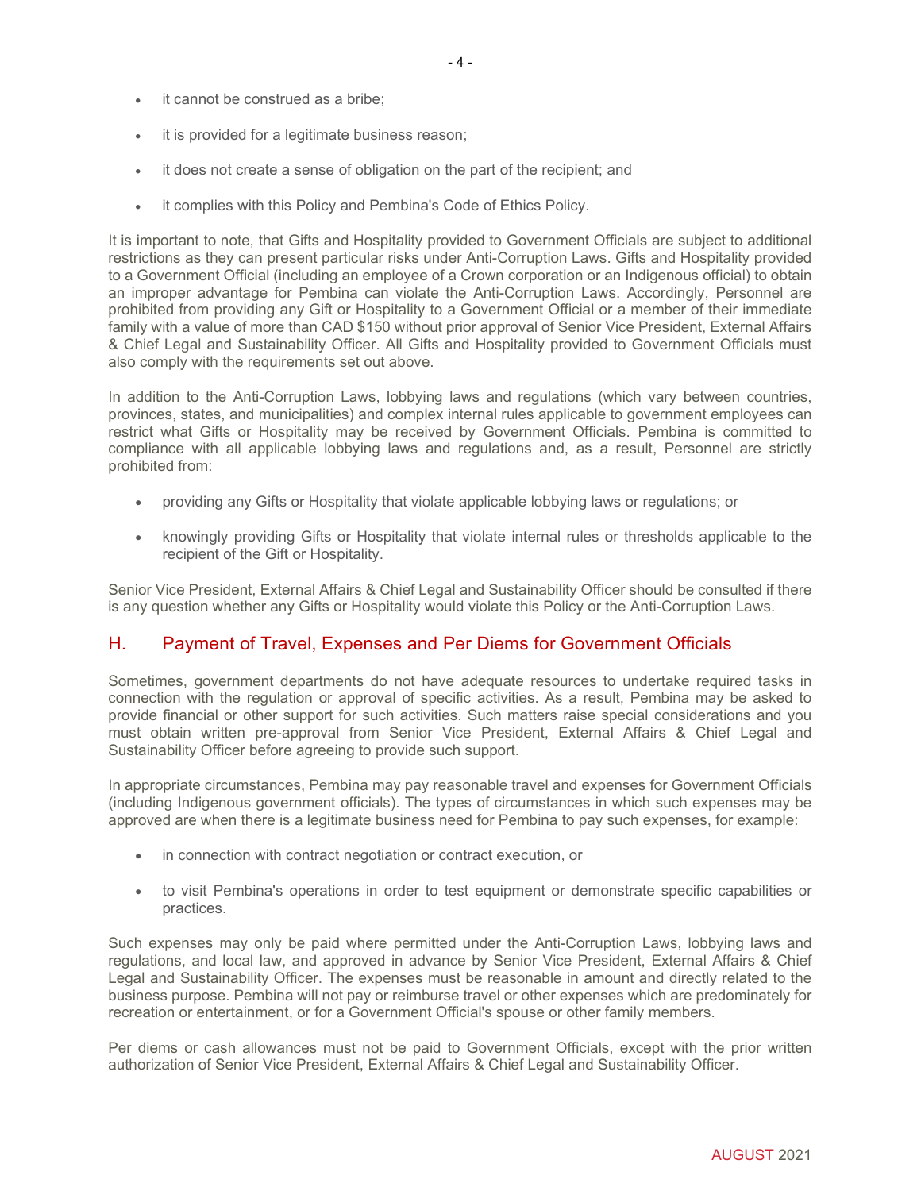- it cannot be construed as a bribe;
- it is provided for a legitimate business reason;
- it does not create a sense of obligation on the part of the recipient; and
- it complies with this Policy and Pembina's Code of Ethics Policy.

It is important to note, that Gifts and Hospitality provided to Government Officials are subject to additional restrictions as they can present particular risks under Anti-Corruption Laws. Gifts and Hospitality provided to a Government Official (including an employee of a Crown corporation or an Indigenous official) to obtain an improper advantage for Pembina can violate the Anti-Corruption Laws. Accordingly, Personnel are prohibited from providing any Gift or Hospitality to a Government Official or a member of their immediate family with a value of more than CAD $150 without prior approval of Senior Vice President, External Affairs & Chief Legal and Sustainability Officer. All Gifts and Hospitality provided to Government Officials must also comply with the requirements set out above.

In addition to the Anti-Corruption Laws, lobbying laws and regulations (which vary between countries, provinces, states, and municipalities) and complex internal rules applicable to government employees can restrict what Gifts or Hospitality may be received by Government Officials. Pembina is committed to compliance with all applicable lobbying laws and regulations and, as a result, Personnel are strictly prohibited from:

- providing any Gifts or Hospitality that violate applicable lobbying laws or regulations; or
- knowingly providing Gifts or Hospitality that violate internal rules or thresholds applicable to the recipient of the Gift or Hospitality.

Senior Vice President, External Affairs & Chief Legal and Sustainability Officer should be consulted if there is any question whether any Gifts or Hospitality would violate this Policy or the Anti-Corruption Laws.

## H. Payment of Travel, Expenses and Per Diems for Government Officials

Sometimes, government departments do not have adequate resources to undertake required tasks in connection with the regulation or approval of specific activities. As a result, Pembina may be asked to provide financial or other support for such activities. Such matters raise special considerations and you must obtain written pre-approval from Senior Vice President, External Affairs & Chief Legal and Sustainability Officer before agreeing to provide such support.

In appropriate circumstances, Pembina may pay reasonable travel and expenses for Government Officials (including Indigenous government officials). The types of circumstances in which such expenses may be approved are when there is a legitimate business need for Pembina to pay such expenses, for example:

- in connection with contract negotiation or contract execution, or
- to visit Pembina's operations in order to test equipment or demonstrate specific capabilities or practices.

Such expenses may only be paid where permitted under the Anti-Corruption Laws, lobbying laws and regulations, and local law, and approved in advance by Senior Vice President, External Affairs & Chief Legal and Sustainability Officer. The expenses must be reasonable in amount and directly related to the business purpose. Pembina will not pay or reimburse travel or other expenses which are predominately for recreation or entertainment, or for a Government Official's spouse or other family members.

Per diems or cash allowances must not be paid to Government Officials, except with the prior written authorization of Senior Vice President, External Affairs & Chief Legal and Sustainability Officer.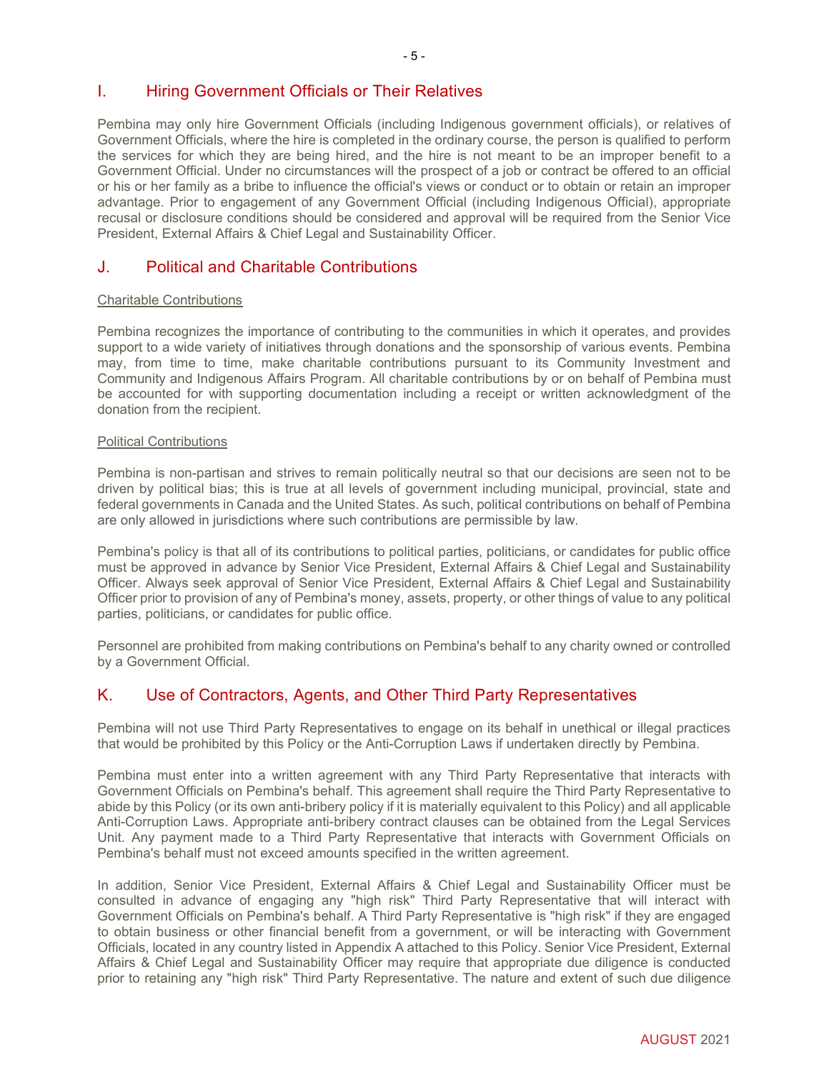## I. Hiring Government Officials or Their Relatives

Pembina may only hire Government Officials (including Indigenous government officials), or relatives of Government Officials, where the hire is completed in the ordinary course, the person is qualified to perform the services for which they are being hired, and the hire is not meant to be an improper benefit to a Government Official. Under no circumstances will the prospect of a job or contract be offered to an official or his or her family as a bribe to influence the official's views or conduct or to obtain or retain an improper advantage. Prior to engagement of any Government Official (including Indigenous Official), appropriate recusal or disclosure conditions should be considered and approval will be required from the Senior Vice President, External Affairs & Chief Legal and Sustainability Officer.

## J. Political and Charitable Contributions

Charitable Contributions

Pembina recognizes the importance of contributing to the communities in which it operates, and provides support to a wide variety of initiatives through donations and the sponsorship of various events. Pembina may, from time to time, make charitable contributions pursuant to its Community Investment and Community and Indigenous Affairs Program. All charitable contributions by or on behalf of Pembina must be accounted for with supporting documentation including a receipt or written acknowledgment of the donation from the recipient.

Political Contributions

Pembina is non-partisan and strives to remain politically neutral so that our decisions are seen not to be driven by political bias; this is true at all levels of government including municipal, provincial, state and federal governments in Canada and the United States. As such, political contributions on behalf of Pembina are only allowed in jurisdictions where such contributions are permissible by law.

Pembina's policy is that all of its contributions to political parties, politicians, or candidates for public office must be approved in advance by Senior Vice President, External Affairs & Chief Legal and Sustainability Officer. Always seek approval of Senior Vice President, External Affairs & Chief Legal and Sustainability Officer prior to provision of any of Pembina's money, assets, property, or other things of value to any political parties, politicians, or candidates for public office.

Personnel are prohibited from making contributions on Pembina's behalf to any charity owned or controlled by a Government Official.

## K. Use of Contractors, Agents, and Other Third Party Representatives

Pembina will not use Third Party Representatives to engage on its behalf in unethical or illegal practices that would be prohibited by this Policy or the Anti-Corruption Laws if undertaken directly by Pembina.

Pembina must enter into a written agreement with any Third Party Representative that interacts with Government Officials on Pembina's behalf. This agreement shall require the Third Party Representative to abide by this Policy (or its own anti-bribery policy if it is materially equivalent to this Policy) and all applicable Anti-Corruption Laws. Appropriate anti-bribery contract clauses can be obtained from the Legal Services Unit. Any payment made to a Third Party Representative that interacts with Government Officials on Pembina's behalf must not exceed amounts specified in the written agreement.

In addition, Senior Vice President, External Affairs & Chief Legal and Sustainability Officer must be consulted in advance of engaging any "high risk" Third Party Representative that will interact with Government Officials on Pembina's behalf. A Third Party Representative is "high risk" if they are engaged to obtain business or other financial benefit from a government, or will be interacting with Government Officials, located in any country listed in Appendix A attached to this Policy. Senior Vice President, External Affairs & Chief Legal and Sustainability Officer may require that appropriate due diligence is conducted prior to retaining any "high risk" Third Party Representative. The nature and extent of such due diligence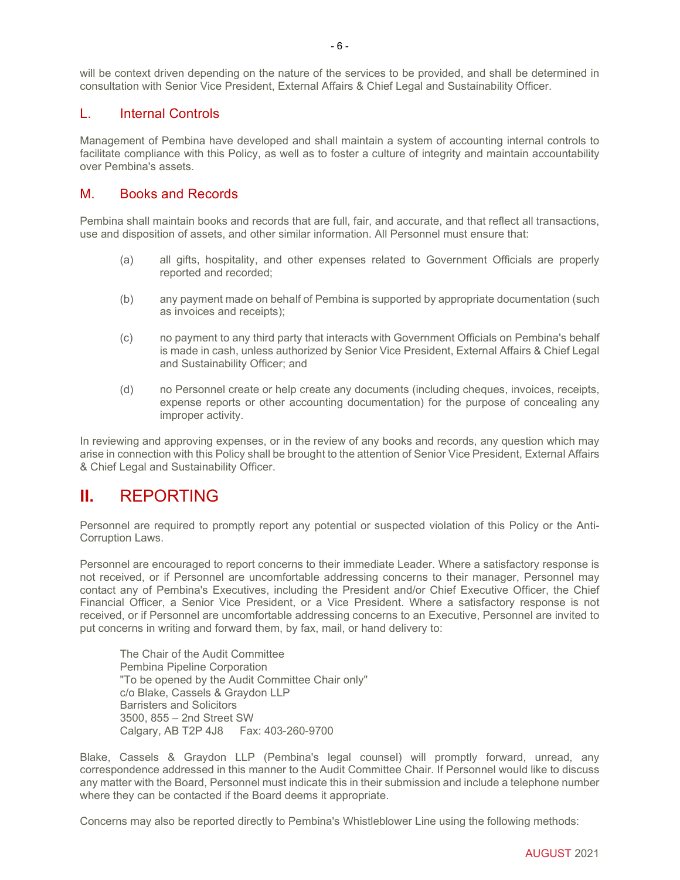will be context driven depending on the nature of the services to be provided, and shall be determined in consultation with Senior Vice President, External Affairs & Chief Legal and Sustainability Officer.

### L. Internal Controls

Management of Pembina have developed and shall maintain a system of accounting internal controls to facilitate compliance with this Policy, as well as to foster a culture of integrity and maintain accountability over Pembina's assets.

### M. Books and Records

Pembina shall maintain books and records that are full, fair, and accurate, and that reflect all transactions, use and disposition of assets, and other similar information. All Personnel must ensure that:

(a) all gifts, hospitality, and other expenses related to Government Officials are properly reported and recorded;

(b) any payment made on behalf of Pembina is supported by appropriate documentation (such as invoices and receipts);

(c) no payment to any third party that interacts with Government Officials on Pembina's behalf is made in cash, unless authorized by Senior Vice President, External Affairs & Chief Legal and Sustainability Officer; and

(d) no Personnel create or help create any documents (including cheques, invoices, receipts, expense reports or other accounting documentation) for the purpose of concealing any improper activity.

In reviewing and approving expenses, or in the review of any books and records, any question which may arise in connection with this Policy shall be brought to the attention of Senior Vice President, External Affairs & Chief Legal and Sustainability Officer.

## II. REPORTING

Personnel are required to promptly report any potential or suspected violation of this Policy or the Anti-Corruption Laws.

Personnel are encouraged to report concerns to their immediate Leader. Where a satisfactory response is not received, or if Personnel are uncomfortable addressing concerns to their manager, Personnel may contact any of Pembina's Executives, including the President and/or Chief Executive Officer, the Chief Financial Officer, a Senior Vice President, or a Vice President. Where a satisfactory response is not received, or if Personnel are uncomfortable addressing concerns to an Executive, Personnel are invited to put concerns in writing and forward them, by fax, mail, or hand delivery to:

The Chair of the Audit Committee
Pembina Pipeline Corporation
"To be opened by the Audit Committee Chair only"
c/o Blake, Cassels & Graydon LLP
Barristers and Solicitors
3500, 855 – 2nd Street SW
Calgary, AB T2P 4J8 Fax: 403-260-9700

Blake, Cassels & Graydon LLP (Pembina's legal counsel) will promptly forward, unread, any correspondence addressed in this manner to the Audit Committee Chair. If Personnel would like to discuss any matter with the Board, Personnel must indicate this in their submission and include a telephone number where they can be contacted if the Board deems it appropriate.

Concerns may also be reported directly to Pembina's Whistleblower Line using the following methods: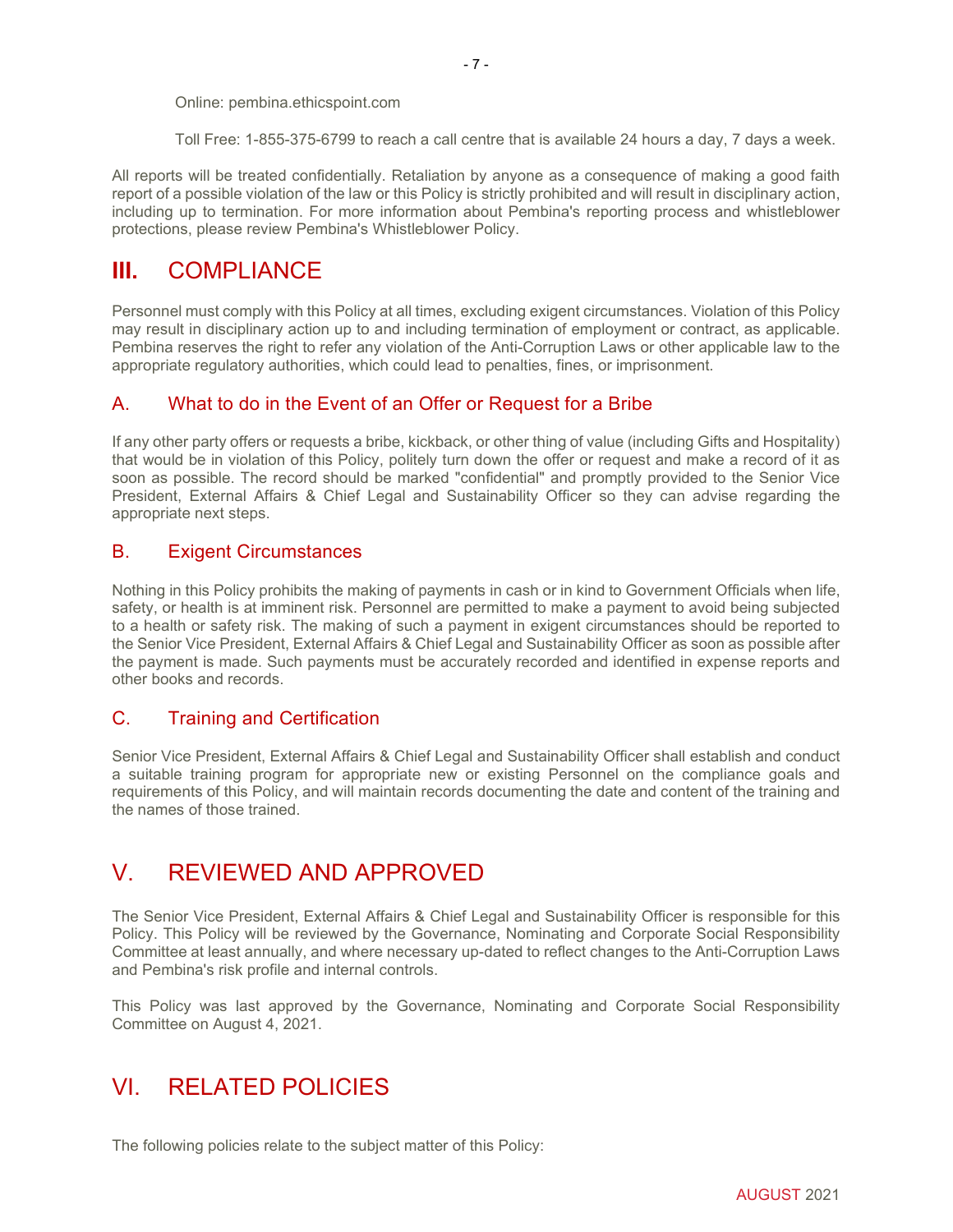Online: pembina.ethicspoint.com

Toll Free: 1-855-375-6799 to reach a call centre that is available 24 hours a day, 7 days a week.

All reports will be treated confidentially. Retaliation by anyone as a consequence of making a good faith report of a possible violation of the law or this Policy is strictly prohibited and will result in disciplinary action, including up to termination. For more information about Pembina's reporting process and whistleblower protections, please review Pembina's Whistleblower Policy.

# III. COMPLIANCE

Personnel must comply with this Policy at all times, excluding exigent circumstances. Violation of this Policy may result in disciplinary action up to and including termination of employment or contract, as applicable. Pembina reserves the right to refer any violation of the Anti-Corruption Laws or other applicable law to the appropriate regulatory authorities, which could lead to penalties, fines, or imprisonment.

## A. What to do in the Event of an Offer or Request for a Bribe

If any other party offers or requests a bribe, kickback, or other thing of value (including Gifts and Hospitality) that would be in violation of this Policy, politely turn down the offer or request and make a record of it as soon as possible. The record should be marked "confidential" and promptly provided to the Senior Vice President, External Affairs & Chief Legal and Sustainability Officer so they can advise regarding the appropriate next steps.

## B. Exigent Circumstances

Nothing in this Policy prohibits the making of payments in cash or in kind to Government Officials when life, safety, or health is at imminent risk. Personnel are permitted to make a payment to avoid being subjected to a health or safety risk. The making of such a payment in exigent circumstances should be reported to the Senior Vice President, External Affairs & Chief Legal and Sustainability Officer as soon as possible after the payment is made. Such payments must be accurately recorded and identified in expense reports and other books and records.

## C. Training and Certification

Senior Vice President, External Affairs & Chief Legal and Sustainability Officer shall establish and conduct a suitable training program for appropriate new or existing Personnel on the compliance goals and requirements of this Policy, and will maintain records documenting the date and content of the training and the names of those trained.

# V. REVIEWED AND APPROVED

The Senior Vice President, External Affairs & Chief Legal and Sustainability Officer is responsible for this Policy. This Policy will be reviewed by the Governance, Nominating and Corporate Social Responsibility Committee at least annually, and where necessary up-dated to reflect changes to the Anti-Corruption Laws and Pembina's risk profile and internal controls.

This Policy was last approved by the Governance, Nominating and Corporate Social Responsibility Committee on August 4, 2021.

# VI. RELATED POLICIES

The following policies relate to the subject matter of this Policy: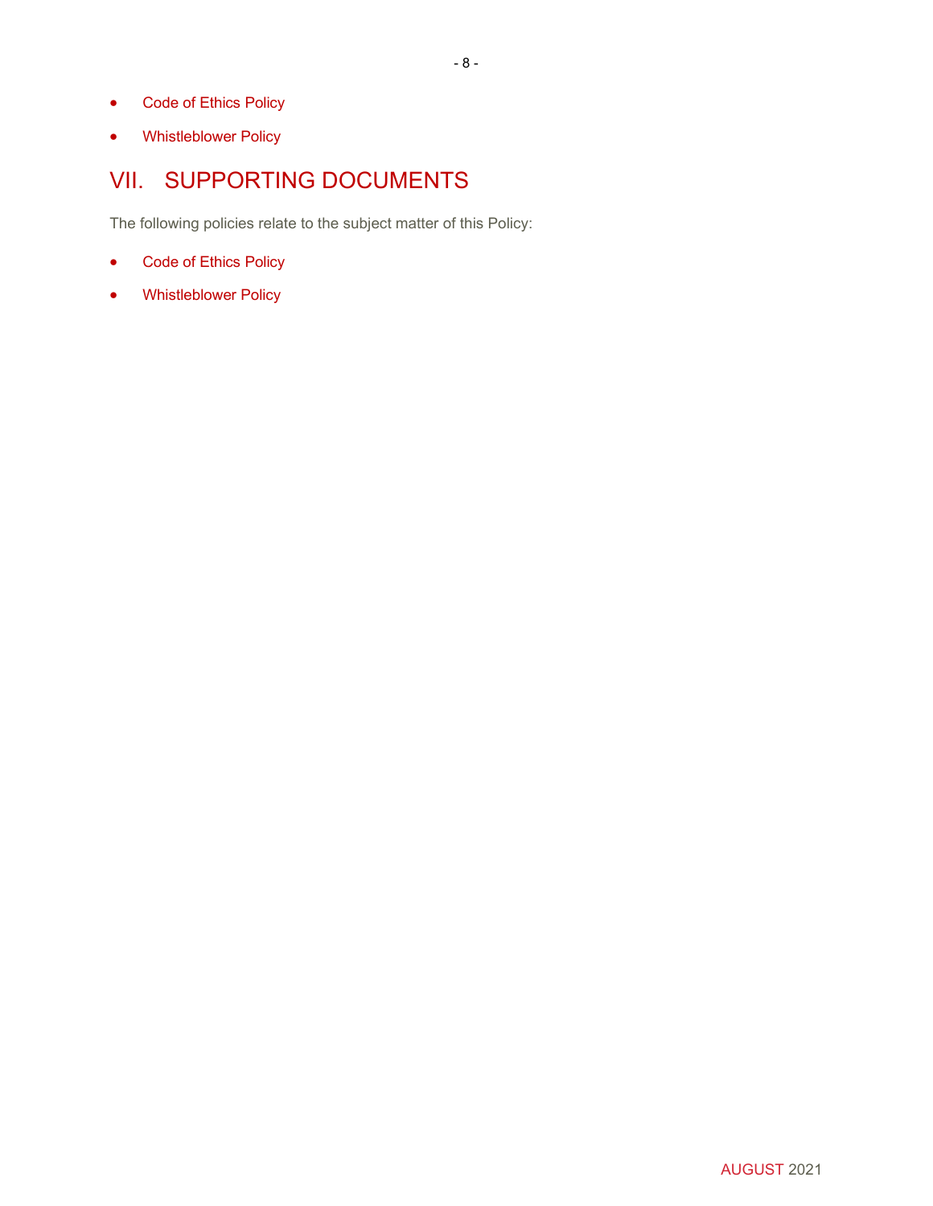- Code of Ethics Policy
- Whistleblower Policy

## VII. SUPPORTING DOCUMENTS

The following policies relate to the subject matter of this Policy:

- Code of Ethics Policy
- Whistleblower Policy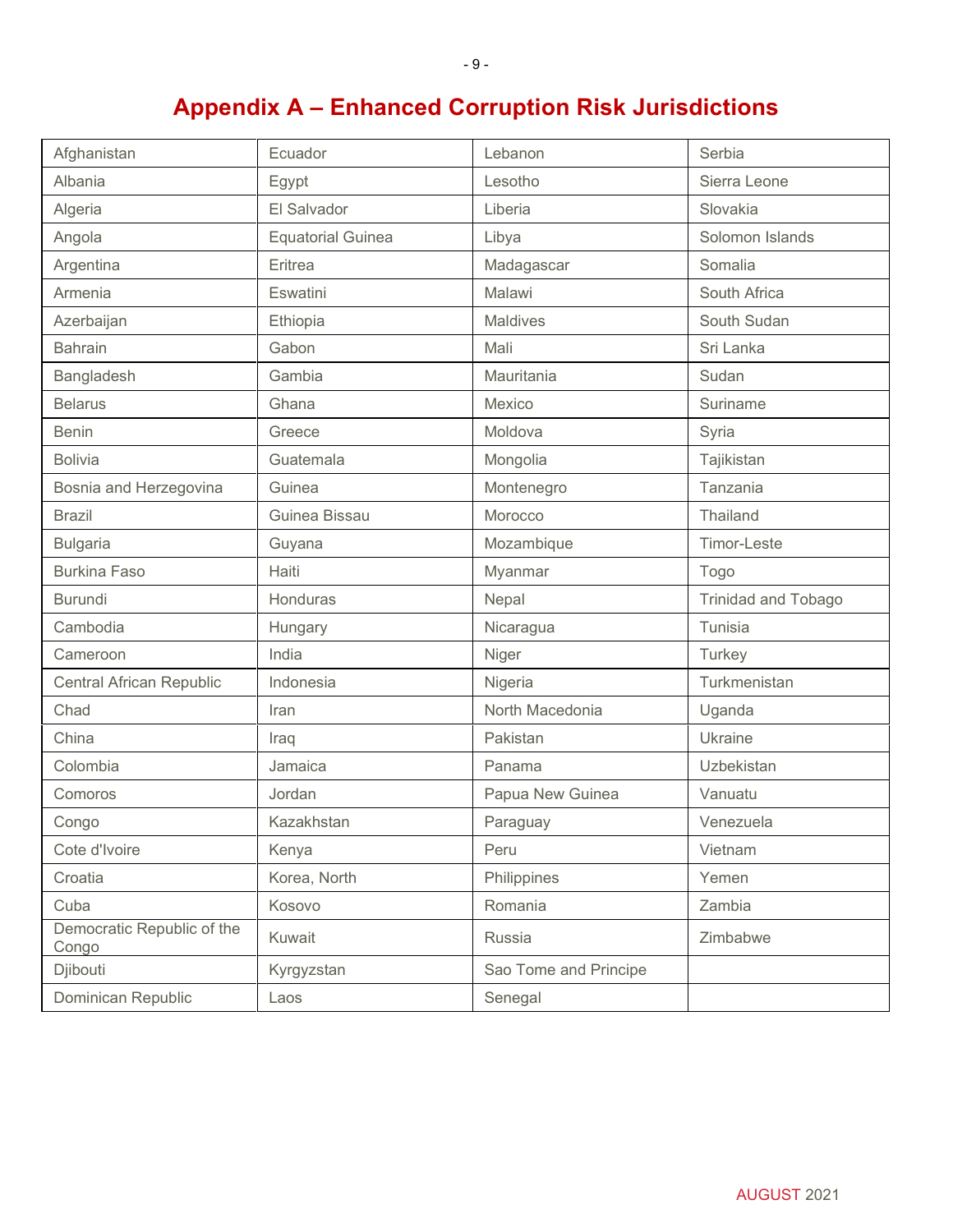# Appendix A – Enhanced Corruption Risk Jurisdictions

| | | | |
|---|---|---|---|
| Afghanistan | Ecuador | Lebanon | Serbia |
| Albania | Egypt | Lesotho | Sierra Leone |
| Algeria | El Salvador | Liberia | Slovakia |
| Angola | Equatorial Guinea | Libya | Solomon Islands |
| Argentina | Eritrea | Madagascar | Somalia |
| Armenia | Eswatini | Malawi | South Africa |
| Azerbaijan | Ethiopia | Maldives | South Sudan |
| Bahrain | Gabon | Mali | Sri Lanka |
| Bangladesh | Gambia | Mauritania | Sudan |
| Belarus | Ghana | Mexico | Suriname |
| Benin | Greece | Moldova | Syria |
| Bolivia | Guatemala | Mongolia | Tajikistan |
| Bosnia and Herzegovina | Guinea | Montenegro | Tanzania |
| Brazil | Guinea Bissau | Morocco | Thailand |
| Bulgaria | Guyana | Mozambique | Timor-Leste |
| Burkina Faso | Haiti | Myanmar | Togo |
| Burundi | Honduras | Nepal | Trinidad and Tobago |
| Cambodia | Hungary | Nicaragua | Tunisia |
| Cameroon | India | Niger | Turkey |
| Central African Republic | Indonesia | Nigeria | Turkmenistan |
| Chad | Iran | North Macedonia | Uganda |
| China | Iraq | Pakistan | Ukraine |
| Colombia | Jamaica | Panama | Uzbekistan |
| Comoros | Jordan | Papua New Guinea | Vanuatu |
| Congo | Kazakhstan | Paraguay | Venezuela |
| Cote d'Ivoire | Kenya | Peru | Vietnam |
| Croatia | Korea, North | Philippines | Yemen |
| Cuba | Kosovo | Romania | Zambia |
| Democratic Republic of the Congo | Kuwait | Russia | Zimbabwe |
| Djibouti | Kyrgyzstan | Sao Tome and Principe | |
| Dominican Republic | Laos | Senegal | |

AUGUST 2021